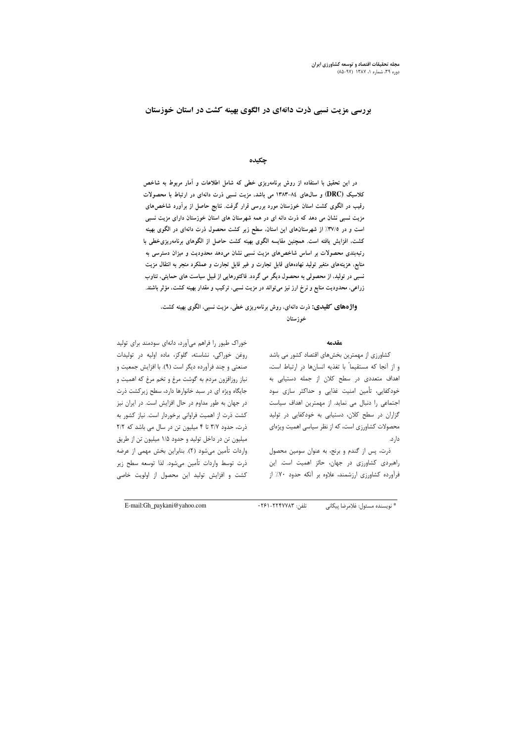# بررسی مزیت نسبی ذرت دانه‌ای در الگوی بهینه کشت در استان خوزستان

## چکیده

در این تحقیق با استفاده از روش برنامه‌ریزی خطی که شامل اطلاعات و آمار مربوط به شاخص کلاسیک (DRC) و سال‌های ۸۴-۱۳۸۳ می باشد، مزیت نسبی ذرت دانه‌ای در ارتباط با محصولات رقیب در الگوی کشت استان خوزستان مورد بررسی قرار گرفت. نتایج حاصل از برآورد شاخص‌های مزیت نسبی نشان می دهد که ذرت دانه ای در همه شهرستان های استان خوزستان دارای مزیت نسبی است و در ۳۷/۵٪ از شهرستان‌های این استان، سطح زیر کشت محصول ذرت دانه‌ای در الگوی بهینه کشت، افزایش یافته است. همچنین مقایسه الگوی بهینه کشت حاصل از الگوهای برنامه‌ریزی‌خطی با رتبه‌بندی محصولات بر اساس شاخص‌های مزیت نسبی نشان می‌دهد محدودیت و میزان دسترسی به منابع، هزینه‌های متغیر تولید نهاده‌های قابل تجارت و غیر قابل تجارت و عملکرد منجر به انتقال مزیت نسبی در تولید، از محصولی به محصول دیگر می گردد. فاکتورهایی از قبیل سیاست های حمایتی، تناوب زراعی، محدودیت منابع و نرخ ارز نیز می‌تواند در مزیت نسبی، ترکیب و مقدار بهینه کشت، مؤثر باشند.

**واژه‌های کلیدی:** ذرت دانه‌ای، روش برنامه‌ریزی خطی، مزیت نسبی، الگوی بهینه کشت، خوزستان

## مقدمه

کشاورزی از مهمترین بخش‌های اقتصاد کشور می باشد و از آنجا که مستقیماً با تغذیه انسان‌ها در ارتباط است، اهداف متعددی در سطح کلان از جمله دستیابی به خودکفایی، تأمین امنیت غذایی و حداکثر سازی سود اجتماعی را دنبال می نماید. از مهمترین اهداف سیاست گزاران در سطح کلان، دستیابی به خودکفایی در تولید محصولات کشاورزی است، که از نظر سیاسی اهمیت ویژه‌ای دارد.

ذرت، پس از گندم و برنج، به عنوان سومین محصول راهبردی کشاورزی در جهان، حائز اهمیت است. این فرآورده کشاورزی ارزشمند، علاوه بر آنکه حدود ۷۰٪ از خوراک طیور را فراهم می‌آورد، دانه‌ای سودمند برای تولید روغن خوراکی، نشاسته، گلوکز، ماده اولیه در تولیدات صنعتی و چند فرآورده دیگر است (۹). با افزایش جمعیت و نیاز روزافزون مردم به گوشت مرغ و تخم مرغ که اهمیت و جایگاه ویژه ای در سبد خانوارها دارد، سطح زیرکشت ذرت در جهان به طور مداوم در حال افزایش است. در ایران نیز کشت ذرت از اهمیت فراوانی برخوردار است. نیاز کشور به ذرت، حدود ۳/۷ تا ۴ میلیون تن در سال می باشد که ۲/۲ میلیون تن در داخل تولید و حدود ۱/۵ میلیون تن از طریق واردات تأمین می‌شود (۲). بنابراین بخش مهمی از عرضه ذرت توسط واردات تأمین می‌شود. لذا توسعه سطح زیر کشت و افزایش تولید این محصول از اولویت خاصی

---

\* نویسنده مسئول: غلامرضا پیکانی تلفن: ۲۲۴۷۷۸۳-۰۲۶۱ E-mail:Gh_paykani@yahoo.com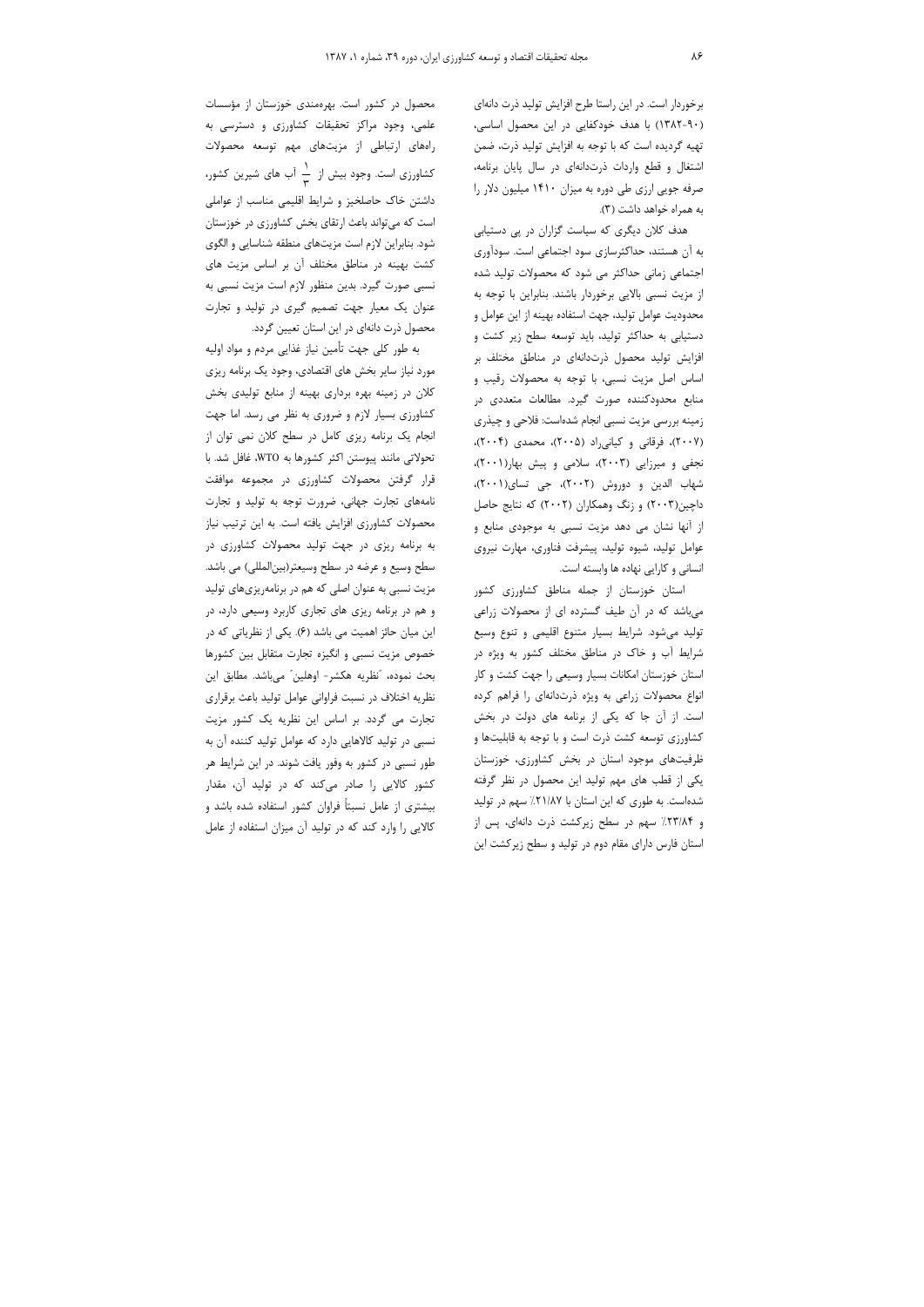برخوردار است. در این راستا طرح افزایش تولید ذرت دانه‌ای (۹۰-۱۳۸۲) با هدف خودکفایی در این محصول اساسی، تهیه گردیده است که با توجه به افزایش تولید ذرت، ضمن اشتغال و قطع واردات ذرت‌دانه‌ای در سال پایان برنامه، صرفه جویی ارزی طی دوره به میزان ۱۴۱۰ میلیون دلار را به همراه خواهد داشت (۳).

هدف کلان دیگری که سیاست گزاران در پی دستیابی به آن هستند، حداکثرسازی سود اجتماعی است. سودآوری اجتماعی زمانی حداکثر می شود که محصولات تولید شده از مزیت نسبی بالایی برخوردار باشند. بنابراین با توجه به محدودیت عوامل تولید، جهت استفاده بهینه از این عوامل و دستیابی به حداکثر تولید، باید توسعه سطح زیر کشت و افزایش تولید محصول ذرت‌دانه‌ای در مناطق مختلف بر اساس اصل مزیت نسبی، با توجه به محصولات رقیب و منابع محدودکننده صورت گیرد. مطالعات متعددی در زمینه بررسی مزیت نسبی انجام شده‌است: فلاحی و چیذری (۲۰۰۷)، فرقانی و کیانی‌راد (۲۰۰۵)، محمدی (۲۰۰۴)، نجفی و میرزایی (۲۰۰۳)، سلامی و پیش بهار(۲۰۰۱)، شهاب الدین و دوروش (۲۰۰۲)، جی تسای(۲۰۰۱)، داچین(۲۰۰۳) و زنگ وهمکاران (۲۰۰۲) که نتایج حاصل از آنها نشان می دهد مزیت نسبی به موجودی منابع و عوامل تولید، شیوه تولید، پیشرفت فناوری، مهارت نیروی انسانی و کارایی نهاده ها وابسته است.

استان خوزستان از جمله مناطق کشاورزی کشور می‌باشد که در آن طیف گسترده ای از محصولات زراعی تولید می‌شود. شرایط بسیار متنوع اقلیمی و تنوع وسیع شرایط آب و خاک در مناطق مختلف کشور به ویژه در استان خوزستان امکانات بسیار وسیعی را جهت کشت و کار انواع محصولات زراعی به ویژه ذرت‌دانه‌ای را فراهم کرده است. از آن جا که یکی از برنامه های دولت در بخش کشاورزی توسعه کشت ذرت است و با توجه به قابلیت‌ها و ظرفیت‌های موجود استان در بخش کشاورزی، خوزستان یکی از قطب های مهم تولید این محصول در نظر گرفته شده‌است. به طوری که این استان با ۲۱/۸۷٪ سهم در تولید و ۲۳/۸۴٪ سهم در سطح زیرکشت ذرت دانه‌ای، پس از استان فارس دارای مقام دوم در تولید و سطح زیرکشت این محصول در کشور است. بهره‌مندی خوزستان از مؤسسات علمی، وجود مراکز تحقیقات کشاورزی و دسترسی به راه‌های ارتباطی از مزیت‌های مهم توسعه محصولات کشاورزی است. وجود بیش از $\frac{1}{3}$ آب های شیرین کشور، داشتن خاک حاصلخیز و شرایط اقلیمی مناسب از عواملی است که می‌تواند باعث ارتقای بخش کشاورزی در خوزستان شود. بنابراین لازم است مزیت‌های منطقه شناسایی و الگوی کشت بهینه در مناطق مختلف آن بر اساس مزیت های نسبی صورت گیرد. بدین منظور لازم است مزیت نسبی به عنوان یک معیار جهت تصمیم گیری در تولید و تجارت محصول ذرت دانه‌ای در این استان تعیین گردد.

به طور کلی جهت تأمین نیاز غذایی مردم و مواد اولیه مورد نیاز سایر بخش های اقتصادی، وجود یک برنامه ریزی کلان در زمینه بهره برداری بهینه از منابع تولیدی بخش کشاورزی بسیار لازم و ضروری به نظر می رسد. اما جهت انجام یک برنامه ریزی کامل در سطح کلان نمی توان از تحولاتی مانند پیوستن اکثر کشورها به WTO، غافل شد. با قرار گرفتن محصولات کشاورزی در مجموعه موافقت نامه‌های تجارت جهانی، ضرورت توجه به تولید و تجارت محصولات کشاورزی افزایش یافته است. به این ترتیب نیاز به برنامه ریزی در جهت تولید محصولات کشاورزی در سطح وسیع و عرضه در سطح وسیعتر(بین‌المللی) می باشد. مزیت نسبی به عنوان یک عامل اصلی که هم در برنامه‌ریزی‌های تولید و هم در برنامه ریزی های تجاری کاربرد وسیعی دارد، در این میان حائز اهمیت می باشد (۶). یکی از نظریاتی که در خصوص مزیت نسبی و انگیزه تجارت متقابل بین کشورها بحث نموده، "نظریه هکشر- اوهلین" می‌باشد. مطابق این نظریه اختلاف در نسبت فراوانی عوامل تولید باعث برقراری تجارت می گردد. بر اساس این نظریه یک کشور مزیت نسبی در تولید کالاهایی دارد که عوامل تولید کننده آن به طور نسبی در کشور به وفور یافت شوند. در این شرایط هر کشور کالایی را صادر می‌کند که در تولید آن، مقدار بیشتری از عامل نسبتاً فراوان کشور استفاده شده باشد و کالایی را وارد کند که در تولید آن میزان استفاده از عامل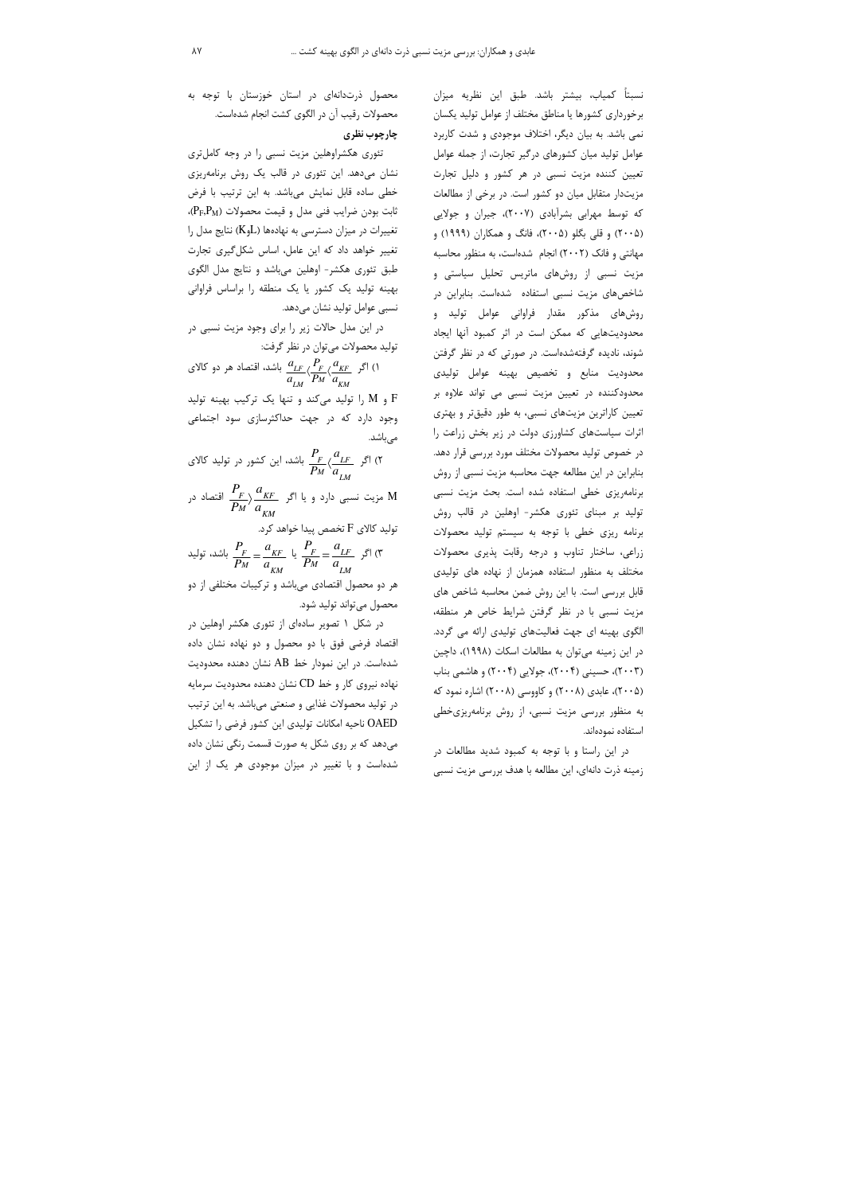نسبتاً کمیاب، بیشتر باشد. طبق این نظریه میزان برخورداری کشورها یا مناطق مختلف از عوامل تولید یکسان نمی باشد. به بیان دیگر، اختلاف موجودی و شدت کاربرد عوامل تولید میان کشورهای درگیر تجارت، از جمله عوامل تعیین کننده مزیت نسبی در هر کشور و دلیل تجارت مزیت‌دار متقابل میان دو کشور است. در برخی از مطالعات که توسط مهرابی بشرآبادی (۲۰۰۷)، جیران و جولایی (۲۰۰۵) و قلی بگلو (۲۰۰۵)، فانگ و همکاران (۱۹۹۹) و مهانتی و فانک (۲۰۰۲) انجام شده‌است، به منظور محاسبه مزیت نسبی از روش‌های ماتریس تحلیل سیاستی و شاخص‌های مزیت نسبی استفاده شده‌است. بنابراین در روش‌های مذکور مقدار فراوانی عوامل تولید و محدودیت‌هایی که ممکن است در اثر کمبود آنها ایجاد شوند، نادیده گرفته‌شده‌است. در صورتی که در نظر گرفتن محدودیت منابع و تخصیص بهینه عوامل تولیدی محدودکننده در تعیین مزیت نسبی می تواند علاوه بر تعیین کاراترین مزیت‌های نسبی، به طور دقیق‌تر و بهتری اثرات سیاست‌های کشاورزی دولت در زیر بخش زراعت را در خصوص تولید محصولات مختلف مورد بررسی قرار دهد. بنابراین در این مطالعه جهت محاسبه مزیت نسبی از روش برنامه‌ریزی خطی استفاده شده است. بحث مزیت نسبی تولید بر مبنای تئوری هکشر- اوهلین در قالب روش برنامه ریزی خطی با توجه به سیستم تولید محصولات زراعی، ساختار تناوب و درجه رقابت پذیری محصولات مختلف به منظور استفاده همزمان از نهاده های تولیدی قابل بررسی است. با این روش ضمن محاسبه شاخص های مزیت نسبی با در نظر گرفتن شرایط خاص هر منطقه، الگوی بهینه ای جهت فعالیت‌های تولیدی ارائه می گردد. در این زمینه می‌توان به مطالعات اسکات (۱۹۹۸)، داچین (۲۰۰۳)، حسینی (۲۰۰۴)، جولایی (۲۰۰۴) و هاشمی بناب (۲۰۰۵)، عابدی (۲۰۰۸) و کاووسی (۲۰۰۸) اشاره نمود که به منظور بررسی مزیت نسبی، از روش برنامه‌ریزی‌خطی استفاده نموده‌اند.

در این راستا و با توجه به کمبود شدید مطالعات در زمینه ذرت دانه‌ای، این مطالعه با هدف بررسی مزیت نسبی محصول ذرت‌دانه‌ای در استان خوزستان با توجه به محصولات رقیب آن در الگوی کشت انجام شده‌است.

## چارچوب نظری

تئوری هکشراوهلین مزیت نسبی را در وجه کامل‌تری نشان می‌دهد. این تئوری در قالب یک روش برنامه‌ریزی خطی ساده قابل نمایش می‌باشد. به این ترتیب با فرض ثابت بودن ضرایب فنی مدل و قیمت محصولات ($P_F$,$P_M$)، تغییرات در میزان دسترسی به نهاده‌ها ($K_9L$) نتایج مدل را تغییر خواهد داد که این عامل، اساس شکل‌گیری تجارت طبق تئوری هکشر- اوهلین می‌باشد و نتایج مدل الگوی بهینه تولید یک کشور یا یک منطقه را براساس فراوانی نسبی عوامل تولید نشان می‌دهد.

در این مدل حالات زیر را برای وجود مزیت نسبی در تولید محصولات می‌توان در نظر گرفت:

۱) اگر $\frac{a_{LF}}{a_{LM}} \langle \frac{P_F}{P_M} \langle \frac{a_{KF}}{a_{KM}}$ باشد، اقتصاد هر دو کالای F و M را تولید می‌کند و تنها یک ترکیب بهینه تولید وجود دارد که در جهت حداکثرسازی سود اجتماعی می‌باشد.

۲) اگر $\frac{P_F}{P_M} \langle \frac{a_{LF}}{a_{LM}}$ باشد، این کشور در تولید کالای M مزیت نسبی دارد و یا اگر $\frac{P_F}{P_M} \rangle \frac{a_{KF}}{a_{KM}}$ اقتصاد در تولید کالای F تخصص پیدا خواهد کرد.

۳) اگر $\frac{P_F}{P_M} = \frac{a_{KF}}{a_{KM}}$ یا $\frac{P_F}{P_M} = \frac{a_{LF}}{a_{LM}}$ باشد، تولید هر دو محصول اقتصادی می‌باشد و ترکیبات مختلفی از دو محصول می‌تواند تولید شود.

در شکل ۱ تصویر ساده‌ای از تئوری هکشر اوهلین در اقتصاد فرضی فوق با دو محصول و دو نهاده نشان داده شده‌است. در این نمودار خط AB نشان دهنده محدودیت نهاده نیروی کار و خط CD نشان دهنده محدودیت سرمایه در تولید محصولات غذایی و صنعتی می‌باشد. به این ترتیب OAED ناحیه امکانات تولیدی این کشور فرضی را تشکیل می‌دهد که بر روی شکل به صورت قسمت رنگی نشان داده شده‌است و با تغییر در میزان موجودی هر یک از این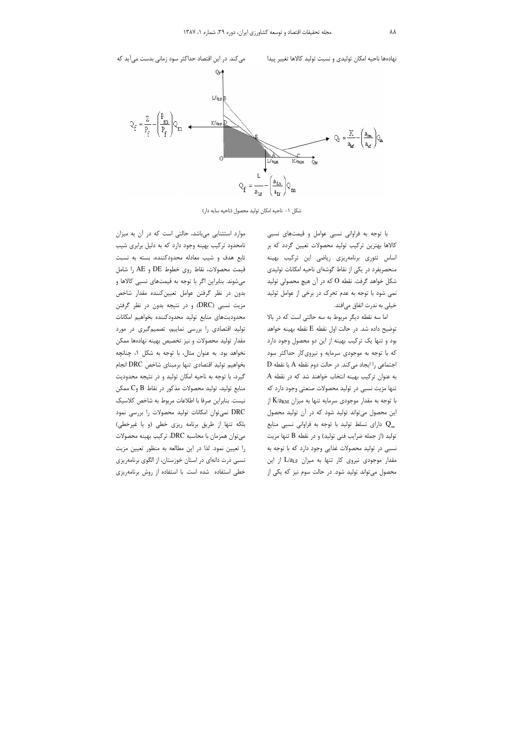نهاده‌ها ناحیه امکان تولیدی و نسبت تولید کالاها تغییر پیدا می‌کند. در این اقتصاد حداکثر سود زمانی بدست می‌آید که

$$Q_f = \frac{Z}{P_f} - \left(\frac{P_m}{P_f}\right) Q_m$$

$$Q_f = \frac{K}{a_{kf}} - \left(\frac{a_{km}}{a_{kf}}\right) Q_m$$

$$Q_f = \frac{L}{a_{Lf}} - \left(\frac{a_{Lm}}{a_{Lf}}\right) Q_m$$

شکل ۱- ناحیه امکان تولید محصول (ناحیه سایه دار)

با توجه به فراوانی نسبی عوامل و قیمت‌های نسبی کالاها بهترین ترکیب تولید محصولات تعیین گردد که بر اساس تئوری برنامه‌ریزی ریاضی این ترکیب بهینه منحصربفرد در یکی از نقاط گوشه‌ای ناحیه امکانات تولیدی شکل خواهد گرفت. نقطه O که در آن هیچ محصولی تولید نمی شود با توجه به عدم تحرک در برخی از عوامل تولید خیلی به ندرت اتفاق می‌افتد.

اما سه نقطه دیگر مربوط به سه حالتی است که در بالا توضیح داده شد. در حالت اول نقطه E نقطه بهینه خواهد بود و تنها یک ترکیب بهینه از این دو محصول وجود دارد که با توجه به موجودی سرمایه و نیروی‌کار حداکثر سود اجتماعی را ایجاد می‌کند. در حالت دوم نقطه A یا نقطه D به عنوان ترکیب بهینه انتخاب خواهند شد که در نقطه A تنها مزیت نسبی در تولید محصولات صنعتی وجود دارد که با توجه به مقدار موجودی سرمایه تنها به میزان $K/a_{KM}$ از این محصول می‌تواند تولید شود که در آن تولید محصول $Q_m$ دارای تسلط تولید با توجه به فراوانی نسبی منابع تولید (از جمله ضرایب فنی تولید) و در نقطه B تنها مزیت نسبی در تولید محصولات غذایی وجود دارد که با توجه به مقدار موجودی نیروی کار تنها به میزان $L/a_{LF}$ از این محصول می‌تواند تولید شود. در حالت سوم نیز که یکی از موارد استثنایی می‌باشد، حالتی است که در آن به میزان نامحدود ترکیب بهینه وجود دارد که به دلیل برابری شیب تابع هدف و شیب معادله محدودکننده، بسته به نسبت قیمت محصولات، نقاط روی خطوط DE و AE را شامل می‌شوند. بنابراین اگر با توجه به قیمت‌های نسبی کالاها و بدون در نظر گرفتن عوامل تعیین‌کننده مقدار شاخص مزیت نسبی (DRC) و در نتیجه بدون در نظر گرفتن محدودیت‌های منابع تولید محدودکننده بخواهیم امکانات تولید اقتصادی را بررسی نماییم، تصمیم‌گیری در مورد مقدار تولید محصولات و نیز تخصیص بهینه نهاده‌ها ممکن نخواهد بود. به عنوان مثال، با توجه به شکل ۱، چنانچه بخواهیم تولید اقتصادی تنها برمبنای شاخص DRC انجام گیرد، با توجه به ناحیه امکان تولید و در نتیجه محدودیت منابع تولید، تولید محصولات مذکور در نقاط B و $C$ ممکن نیست. بنابراین صرفا با اطلاعات مربوط به شاخص کلاسیک DRC نمی‌توان امکانات تولید محصولات را بررسی نمود بلکه تنها از طریق برنامه ریزی خطی (و یا غیرخطی) می‌توان همزمان با محاسبه DRC، ترکیب بهینه محصولات را تعیین نمود. لذا در این مطالعه به منظور تعیین مزیت نسبی ذرت دانه‌ای در استان خوزستان، از الگوی برنامه‌ریزی خطی استفاده شده است. با استفاده از روش برنامه‌ریزی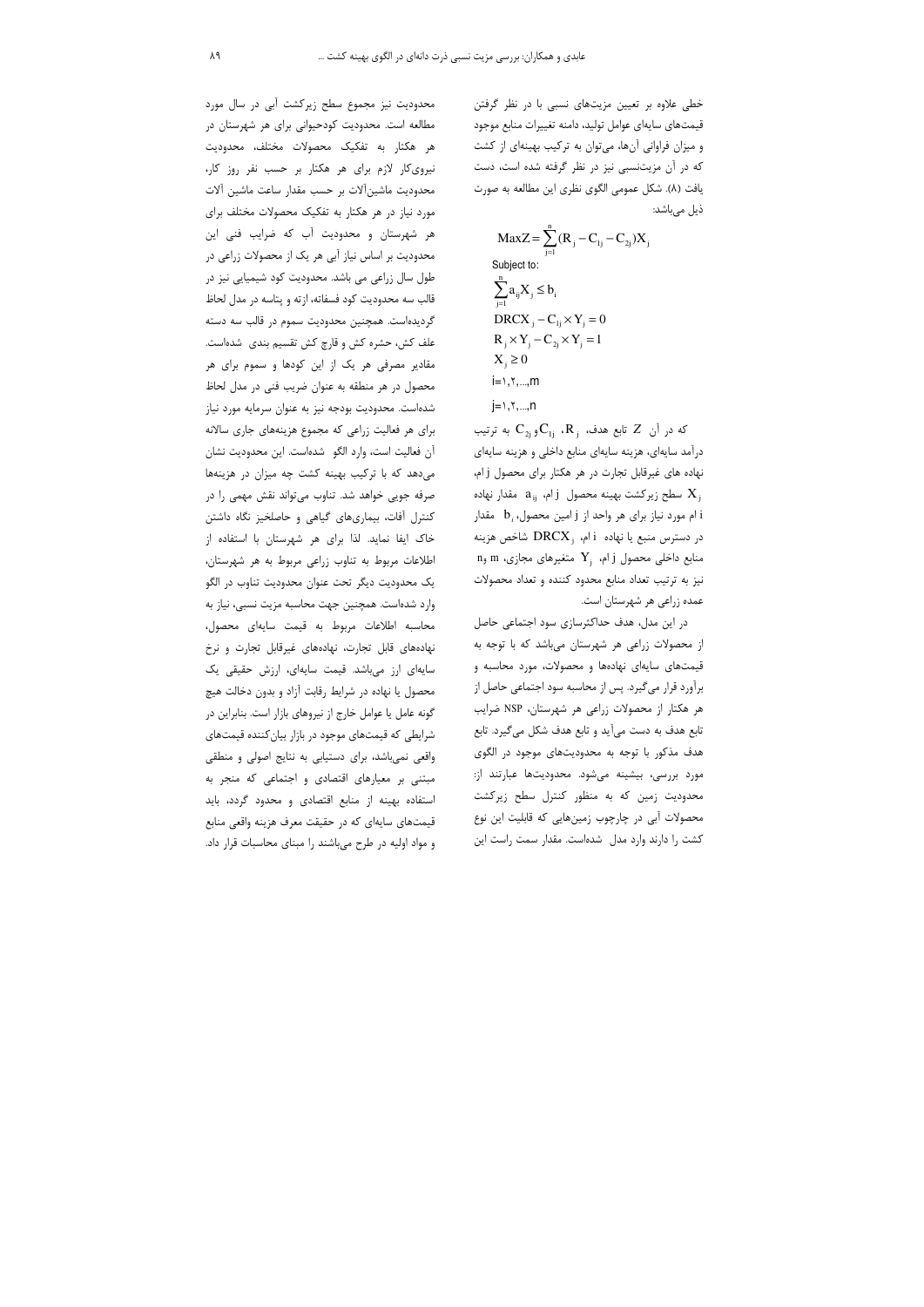خطی علاوه بر تعیین مزیت‌های نسبی با در نظر گرفتن قیمت‌های سایه‌ای عوامل تولید، دامنه تغییرات منابع موجود و میزان فراوانی آن‌ها، می‌توان به ترکیب بهینه‌ای از کشت که در آن مزیت‌نسبی نیز در نظر گرفته شده است، دست یافت (۸). شکل عمومی الگوی نظری این مطالعه به صورت ذیل می‌باشد:

$$\text{Max}Z = \sum_{j=1}^{n}(R_j - C_{1j} - C_{2j})X_j$$

Subject to:

$$\sum_{j=1}^{n} a_{ij}X_j \le b_i$$

$$DRCX_j - C_{1j} \times Y_j = 0$$

$$R_j \times Y_j - C_{2j} \times Y_j = 1$$

$$X_j \ge 0$$

$$i = 1, 2, \ldots, m$$

$$j = 1, 2, \ldots, n$$

که در آن $Z$ تابع هدف، $R_j$، $C_{1j}$ و $C_{2j}$ به ترتیب درآمد سایه‌ای، هزینه سایه‌ای منابع داخلی و هزینه سایه‌ای نهاده های غیرقابل تجارت در هر هکتار برای محصول j ام، $X_j$ سطح زیرکشت بهینه محصول j ام، $a_{ij}$ مقدار نهاده i ام مورد نیاز برای هر واحد از j امین محصول، $b_i$ مقدار در دسترس منبع یا نهاده i ام، $DRCX_j$ شاخص هزینه منابع داخلی محصول j ام، $Y_j$ متغیرهای مجازی، m و n نیز به ترتیب تعداد منابع محدود کننده و تعداد محصولات عمده زراعی هر شهرستان است.

در این مدل، هدف حداکثرسازی سود اجتماعی حاصل از محصولات زراعی هر شهرستان می‌باشد که با توجه به قیمت‌های سایه‌ای نهاده‌ها و محصولات، مورد محاسبه و برآورد قرار می‌گیرد. پس از محاسبه سود اجتماعی حاصل از هر هکتار از محصولات زراعی هر شهرستان، NSP ضرایب تابع هدف به دست می‌آید و تابع هدف شکل می‌گیرد. تابع هدف مذکور با توجه به محدودیت‌های موجود در الگوی مورد بررسی، بیشینه می‌شود. محدودیت‌ها عبارتند از: محدودیت زمین که به منظور کنترل سطح زیرکشت محصولات آبی در چارچوب زمین‌هایی که قابلیت این نوع کشت را دارند وارد مدل شده‌است. مقدار سمت راست این محدودیت نیز مجموع سطح زیرکشت آبی در سال مورد مطالعه است. محدودیت کودحیوانی برای هر شهرستان در هر هکتار به تفکیک محصولات مختلف، محدودیت نیروی‌کار لازم برای هر هکتار بر حسب نفر روز کار، محدودیت ماشین‌آلات بر حسب مقدار ساعت ماشین آلات مورد نیاز در هر هکتار به تفکیک محصولات مختلف برای هر شهرستان و محدودیت آب که ضرایب فنی این محدودیت بر اساس نیاز آبی هر یک از محصولات زراعی در طول سال زراعی می باشد. محدودیت کود شیمیایی نیز در قالب سه محدودیت کود فسفاته، ازته و پتاسه در مدل لحاظ گردیده‌است. همچنین محدودیت سموم در قالب سه دسته علف کش، حشره کش و قارچ کش تقسیم بندی شده‌است. مقادیر مصرفی هر یک از این کودها و سموم برای هر محصول در هر منطقه به عنوان ضریب فنی در مدل لحاظ شده‌است. محدودیت بودجه نیز به عنوان سرمایه مورد نیاز برای هر فعالیت زراعی که مجموع هزینه‌های جاری سالانه آن فعالیت است، وارد الگو شده‌است. این محدودیت نشان می‌دهد که با ترکیب بهینه کشت چه میزان در هزینه‌ها صرفه جویی خواهد شد. تناوب می‌تواند نقش مهمی را در کنترل آفات، بیماری‌های گیاهی و حاصلخیز نگاه داشتن خاک ایفا نماید. لذا برای هر شهرستان با استفاده از اطلاعات مربوط به تناوب زراعی مربوط به هر شهرستان، یک محدودیت دیگر تحت عنوان محدودیت تناوب در الگو وارد شده‌است. همچنین جهت محاسبه مزیت نسبی، نیاز به محاسبه اطلاعات مربوط به قیمت سایه‌ای محصول، نهاده‌های قابل تجارت، نهاده‌های غیرقابل تجارت و نرخ سایه‌ای ارز می‌باشد. قیمت سایه‌ای، ارزش حقیقی یک محصول یا نهاده در شرایط رقابت آزاد و بدون دخالت هیچ گونه عامل یا عوامل خارج از نیروهای بازار است. بنابراین در شرایطی که قیمت‌های موجود در بازار بیان‌کننده قیمت‌های واقعی نمی‌باشد، برای دستیابی به نتایج اصولی و منطقی مبتنی بر معیارهای اقتصادی و اجتماعی که منجر به استفاده بهینه از منابع اقتصادی و محدود گردد، باید قیمت‌های سایه‌ای که در حقیقت معرف هزینه واقعی منابع و مواد اولیه در طرح می‌باشند را مبنای محاسبات قرار داد.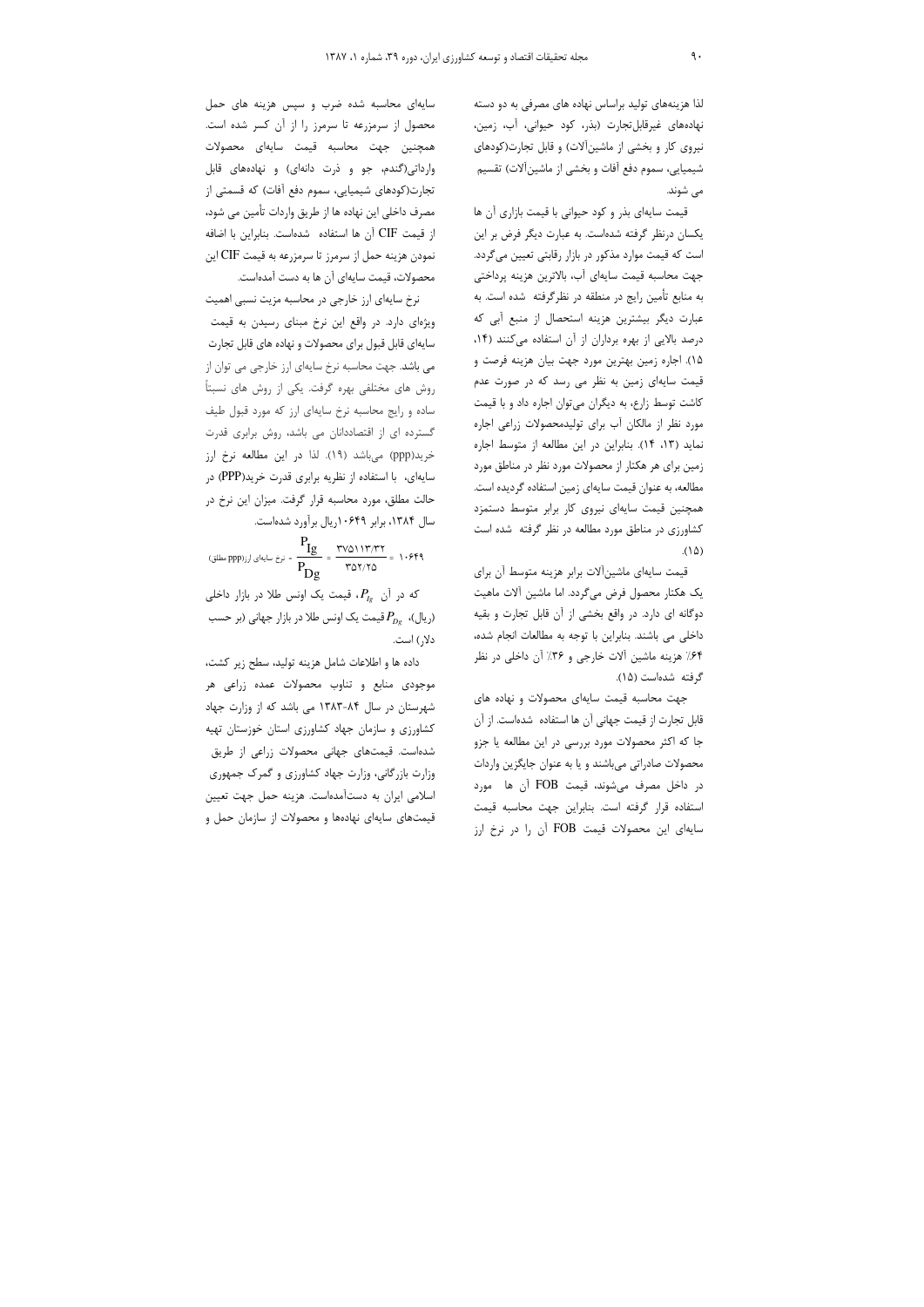لذا هزینه‌های تولید براساس نهاده های مصرفی به دو دسته نهاده‌های غیرقابل‌تجارت (بذر، کود حیوانی، آب، زمین، نیروی کار و بخشی از ماشین‌آلات) و قابل تجارت(کودهای شیمیایی، سموم دفع آفات و بخشی از ماشین‌آلات) تقسیم می شوند.

قیمت سایه‌ای بذر و کود حیوانی با قیمت بازاری آن ها یکسان درنظر گرفته شده‌است. به عبارت دیگر فرض بر این است که قیمت موارد مذکور در بازار رقابتی تعیین می‌گردد. جهت محاسبه قیمت سایه‌ای آب، بالاترین هزینه پرداختی به منابع تأمین رایج در منطقه در نظرگرفته شده است. به عبارت دیگر بیشترین هزینه استحصال از منبع آبی که درصد بالایی از بهره برداران از آن استفاده می‌کنند (۱۴، ۱۵). اجاره زمین بهترین مورد جهت بیان هزینه فرصت و قیمت سایه‌ای زمین به نظر می رسد که در صورت عدم کاشت توسط زارع، به دیگران می‌توان اجاره داد و با قیمت مورد نظر از مالکان آب برای تولیدمحصولات زراعی اجاره نماید (۱۳، ۱۴). بنابراین در این مطالعه از متوسط اجاره زمین برای هر هکتار از محصولات مورد نظر در مناطق مورد مطالعه، به عنوان قیمت سایه‌ای زمین استفاده گردیده است. همچنین قیمت سایه‌ای نیروی کار برابر متوسط دستمزد کشاورزی در مناطق مورد مطالعه در نظر گرفته شده است (۱۵).

قیمت سایه‌ای ماشین‌آلات برابر هزینه متوسط آن برای یک هکتار محصول فرض می‌گردد. اما ماشین آلات ماهیت دوگانه ای دارد. در واقع بخشی از آن قابل تجارت و بقیه داخلی می باشند. بنابراین با توجه به مطالعات انجام شده، ۶۴٪ هزینه ماشین آلات خارجی و ۳۶٪ آن داخلی در نظر گرفته شده‌است (۱۵).

جهت محاسبه قیمت سایه‌ای محصولات و نهاده های قابل تجارت از قیمت جهانی آن ها استفاده شده‌است. از آن جا که اکثر محصولات مورد بررسی در این مطالعه یا جزو محصولات صادراتی می‌باشند و یا به عنوان جایگزین واردات در داخل مصرف می‌شوند، قیمت FOB آن ها مورد استفاده قرار گرفته است. بنابراین جهت محاسبه قیمت سایه‌ای این محصولات قیمت FOB آن را در نرخ ارز سایه‌ای محاسبه شده ضرب و سپس هزینه های حمل محصول از سرمزرعه تا سرمرز را از آن کسر شده است. همچنین جهت محاسبه قیمت سایه‌ای محصولات وارداتی(گندم، جو و ذرت دانه‌ای) و نهاده‌های قابل تجارت(کودهای شیمیایی، سموم دفع آفات) که قسمتی از مصرف داخلی این نهاده ها از طریق واردات تأمین می شود، از قیمت CIF آن ها استفاده شده‌است. بنابراین با اضافه نمودن هزینه حمل از سرمرز تا سرمزرعه به قیمت CIF این محصولات، قیمت سایه‌ای آن ها به دست آمده‌است.

نرخ سایه‌ای ارز خارجی در محاسبه مزیت نسبی اهمیت ویژه‌ای دارد. در واقع این نرخ مبنای رسیدن به قیمت سایه‌ای قابل قبول برای محصولات و نهاده های قابل تجارت می باشد. جهت محاسبه نرخ سایه‌ای ارز خارجی می توان از روش های مختلفی بهره گرفت. یکی از روش های نسبتاً ساده و رایج محاسبه نرخ سایه‌ای ارز که مورد قبول طیف گسترده ای از اقتصاددانان می باشد، روش برابری قدرت خرید(ppp) می‌باشد (۱۹). لذا در این مطالعه نرخ ارز سایه‌ای، با استفاده از نظریه برابری قدرت خرید(PPP) در حالت مطلق، مورد محاسبه قرار گرفت. میزان این نرخ در سال ۱۳۸۴، برابر ۱۰۶۴۹ریال برآورد شده‌است.

$$\text{نرخ سایه‌ای ارز(ppp مطلق)} = \frac{P_{Ig}}{P_{Dg}} = \frac{۳۷۵۱۱۳/۳۲}{۳۵۲/۲۵} = ۱۰۶۴۹$$

که در آن $P_{Ig}$، قیمت یک اونس طلا در بازار داخلی (ریال)، $P_{Dg}$ قیمت یک اونس طلا در بازار جهانی (بر حسب دلار) است.

داده ها و اطلاعات شامل هزینه تولید، سطح زیر کشت، موجودی منابع و تناوب محصولات عمده زراعی هر شهرستان در سال ۸۴-۱۳۸۳ می باشد که از وزارت جهاد کشاورزی و سازمان جهاد کشاورزی استان خوزستان تهیه شده‌است. قیمت‌های جهانی محصولات زراعی از طریق وزارت بازرگانی، وزارت جهاد کشاورزی و گمرک جمهوری اسلامی ایران به دست‌آمده‌است. هزینه حمل جهت تعیین قیمت‌های سایه‌ای نهاده‌ها و محصولات از سازمان حمل و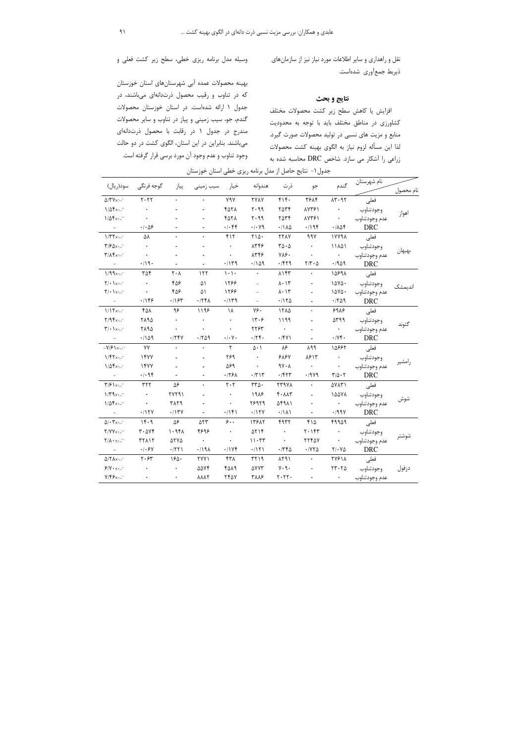نقل و راهداری و سایر اطلاعات مورد نیاز نیز از سازمان‌های ذیربط جمع‌آوری شده‌است.

## نتایج و بحث

افزایش یا کاهش سطح زیر کشت محصولات مختلف کشاورزی در مناطق مختلف باید با توجه به محدودیت منابع و مزیت های نسبی در تولید محصولات صورت گیرد. لذا این مسأله لزوم نیاز به الگوی بهینه کشت محصولات زراعی را آشکار می سازد. شاخص DRC محاسبه شده به وسیله مدل برنامه ریزی خطی، سطح زیر کشت فعلی و بهینه محصولات عمده آبی شهرستان‌های استان خوزستان که در تناوب و رقیب محصول ذرت‌دانه‌ای می‌باشند، در جدول ۱ ارائه شده‌است. در استان خوزستان محصولات گندم، جو، سیب زمینی و پیاز در تناوب و سایر محصولات مندرج در جدول ۱ در رقابت با محصول ذرت‌دانه‌ای می‌باشند. بنابراین در این استان، الگوی کشت در دو حالت وجود تناوب و عدم وجود آن مورد بررسی قرار گرفته است.

جدول۱- نتایج حاصل از مدل برنامه ریزی خطی استان خوزستان

| نام محصول / نام شهرستان | | گندم | جو | ذرت | هندوانه | خیار | سیب زمینی | پیاز | گوجه فرنگی | سود(ریال) |
|---|---|---|---|---|---|---|---|---|---|---|
| اهواز | فعلی | ۸۳۰۹۲ | ۳۶۸۴ | ۴۱۴۰ | ۲۷۸۷ | ۷۹۷ | ۰ | ۰ | ۲۰۲۲ | ۵/۳۷×۱۰^۱۰ |
| | وجودتناوب | ۰ | ۸۷۳۶۱ | ۲۵۳۴ | ۲۰۹۹ | ۴۵۲۸ | - | - | ۰ | ۱/۵۴×۱۰^۱۰ |
| | عدم وجودتناوب | ۰ | ۸۷۳۶۱ | ۲۵۳۴ | ۲۰۹۹ | ۴۵۲۸ | - | - | ۰ | ۱/۵۴×۱۰^۱۰ |
| | DRC | ۰/۸۵۴ | ۰/۱۹۴ | ۰/۱۸۵ | ۰/۰۷۹ | ۰/۰۴۴ | - | - | ۰/۰۵۶ | - |
| بهبهان | فعلی | ۱۷۷۹۸ | ۹۹۷ | ۲۲۸۷ | ۲۱۵۰ | ۴۱۲ | ۰ | ۰ | ۵۸ | ۱/۳۲×۱۰^۱۰ |
| | وجودتناوب | ۱۱۸۵۱ | ۰ | ۳۵۰۵ | ۸۳۴۶ | ۰ | - | - | ۰ | ۳/۶۵×۱۰^۱۰ |
| | عدم وجودتناوب | ۰ | ۰ | ۷۸۶۰ | ۸۳۴۶ | ۰ | - | - | ۰ | ۳/۸۴×۱۰^۱۰ |
| | DRC | ۰/۹۵۹ | ۲/۳۰۵ | ۰/۴۲۹ | ۰/۱۵۹ | ۰/۱۳۹ | - | - | ۰/۱۹۰ | - |
| اندیمشک | فعلی | ۱۵۶۹۸ | ۰ | ۸۱۴۳ | ۰ | ۱۰۱۰ | ۱۲۲ | ۲۰۸ | ۳۵۴ | ۱/۹۹×۱۰^۱۰ |
| | وجودتناوب | ۱۵۷۵۰ | - | ۸۰۱۳ | - | ۱۲۶۶ | ۵۱ | ۴۵۶ | ۰ | ۲/۰۱×۱۰^۱۰ |
| | عدم وجودتناوب | ۱۵۷۵۰ | - | ۸۰۱۳ | - | ۱۲۶۶ | ۵۱ | ۴۵۶ | ۰ | ۲/۰۱×۱۰^۱۰ |
| | DRC | ۰/۲۵۹ | - | ۰/۱۲۵ | - | ۰/۱۳۹ | ۰/۲۴۸ | ۰/۱۶۳ | ۰/۱۴۶ | - |
| گتوند | فعلی | ۶۹۸۶ | ۰ | ۱۲۸۵ | ۷۶۰ | ۱۸ | ۱۱۹۶ | ۹۶ | ۴۵۸ | ۱/۱۲×۱۰^۱۰ |
| | وجودتناوب | ۵۳۹۹ | - | ۱۱۹۹ | ۱۳۰۶ | ۰ | ۰ | ۰ | ۲۸۹۵ | ۲/۹۴×۱۰^۱۰ |
| | عدم وجودتناوب | ۰ | - | ۰ | ۲۲۶۳ | ۰ | ۰ | ۰ | ۲۸۹۵ | ۳/۰۱×۱۰^۱۰ |
| | DRC | ۰/۷۴۰ | - | ۰/۴۷۱ | ۰/۲۴۰ | ۰/۰۷۰ | ۰/۲۵۹ | ۰/۲۴۷ | ۰/۱۵۹ | - |
| رامشیر | فعلی | ۱۵۶۶۲ | ۸۹۹ | ۸۶ | ۵۰۱ | ۲ | ۰ | ۰ | ۷۷ | -۷/۶۱×۱۰^۱۰ |
| | وجودتناوب | ۰ | ۸۶۱۳ | ۶۸۶۷ | ۰ | ۲۶۹ | - | - | ۱۴۷۷ | ۱/۴۲×۱۰^۱۰ |
| | عدم وجودتناوب | ۰ | ۰ | ۹۷۰۸ | ۰ | ۵۶۹ | - | - | ۱۴۷۷ | ۱/۵۴×۱۰^۱۰ |
| | DRC | ۳/۵۰۲ | ۰/۹۷۹ | ۰/۴۲۳ | ۰/۳۱۳ | ۰/۲۶۸ | - | - | ۰/۰۹۴ | - |
| شوش | فعلی | ۵۷۸۳۱ | ۰ | ۲۳۹۷۸ | ۳۳۵۰ | ۲۰۲ | ۰ | ۵۶ | ۳۲۲ | ۳/۶۱×۱۰^۱۰ |
| | وجودتناوب | ۱۵۵۷۸ | - | ۴۰۸۸۳ | ۱۹۸۶ | ۰ | - | ۲۷۲۹۱ | ۰ | ۱/۳۹×۱۰^۱۰ |
| | عدم وجودتناوب | ۰ | - | ۵۴۹۸۱ | ۲۶۹۲۹ | ۰ | - | ۳۸۲۹ | ۰ | ۱/۵۴×۱۰^۱۰ |
| | DRC | ۰/۹۹۷ | - | ۰/۱۸۱ | ۰/۱۲۷ | ۰/۱۴۱ | - | ۰/۱۳۷ | ۰/۱۲۷ | - |
| شوشتر | فعلی | ۴۹۹۵۹ | ۴۱۵ | ۴۹۳۲ | ۱۳۶۸۲ | ۶۰۰ | ۵۲۳ | ۵۶ | ۱۴۰۹ | ۵/۰۳×۱۰^۱۰ |
| | وجودتناوب | ۰ | ۲۰۱۴۳ | ۰ | ۵۲۱۴ | ۰ | ۴۶۹۶ | ۱۰۹۴۸ | ۳۰۵۷۴ | ۲/۷۷×۱۰^۱۰ |
| | عدم وجودتناوب | ۰ | ۲۲۴۵۷ | ۰ | ۱۱۰۳۳ | ۰ | ۰ | ۵۲۷۵ | ۳۲۸۱۲ | ۲/۸۰×۱۰^۱۰ |
| | DRC | ۲/۰۷۵ | ۰/۷۲۵ | ۰/۳۴۵ | ۰/۱۲۱ | ۰/۱۷۴ | ۰/۱۹۸ | ۰/۲۲۱ | ۰/۰۶۷ | - |
| دزفول | فعلی | ۲۷۶۱۸ | ۰ | ۸۲۹۱ | ۳۲۱۹ | ۴۳۸ | ۲۷۷۱ | ۱۶۵۰ | ۲۰۶۳ | ۵/۲۸×۱۰^۱۰ |
| | وجودتناوب | ۲۳۰۲۵ | - | ۷۰۹۰ | ۵۷۷۳ | ۴۵۸۹ | ۵۵۷۴ | ۰ | ۰ | ۶/۷۰×۱۰^۱۰ |
| | عدم وجودتناوب | ۰ | - | ۲۰۲۲۰ | ۳۸۸۶ | ۲۴۵۷ | ۸۸۸۲ | ۰ | ۰ | ۷/۴۶×۱۰^۱۰ |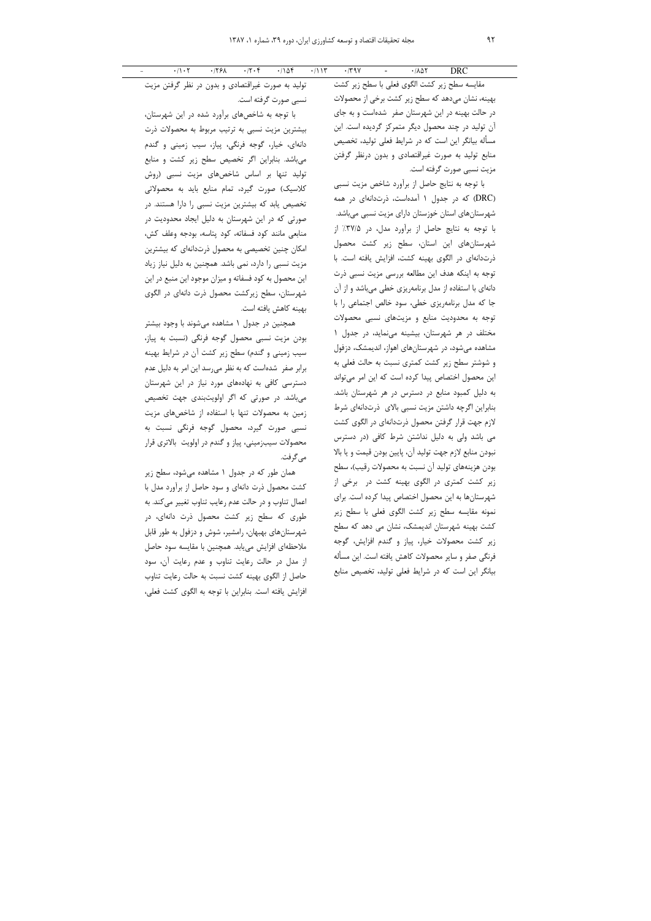| DRC | ۰/۸۵۲ | - | ۰/۳۹۷ | ۰/۱۱۳ | ۰/۱۵۴ | ۰/۲۰۴ | ۰/۲۶۸ | ۰/۱۰۲ | - |
|---|---|---|---|---|---|---|---|---|---|

مقایسه سطح زیر کشت الگوی فعلی با سطح زیر کشت بهینه، نشان می‌دهد که سطح زیر کشت برخی از محصولات در حالت بهینه در این شهرستان صفر شده‌است و به جای آن تولید در چند محصول دیگر متمرکز گردیده است. این مسأله بیانگر این است که در شرایط فعلی تولید، تخصیص منابع تولید به صورت غیراقتصادی و بدون درنظر گرفتن مزیت نسبی صورت گرفته است.

با توجه به نتایج حاصل از برآورد شاخص مزیت نسبی (DRC) که در جدول ۱ آمده‌است، ذرت‌دانه‌ای در همه شهرستان‌های استان خوزستان دارای مزیت نسبی می‌باشد. با توجه به نتایج حاصل از برآورد مدل، در ۳۷/۵٪ از شهرستان‌های این استان، سطح زیر کشت محصول ذرت‌دانه‌ای در الگوی بهینه کشت، افزایش یافته است. با توجه به اینکه هدف این مطالعه بررسی مزیت نسبی ذرت دانه‌ای با استفاده از مدل برنامه‌ریزی خطی می‌باشد و از آن جا که مدل برنامه‌ریزی خطی، سود خالص اجتماعی را با توجه به محدودیت منابع و مزیت‌های نسبی محصولات مختلف در هر شهرستان، بیشینه می‌نماید، در جدول ۱ مشاهده می‌شود، در شهرستان‌های اهواز، اندیمشک، دزفول و شوشتر سطح زیر کشت کمتری نسبت به حالت فعلی به این محصول اختصاص پیدا کرده است که این امر می‌تواند به دلیل کمبود منابع در دسترس در هر شهرستان باشد. بنابراین اگرچه داشتن مزیت نسبی بالای ذرت‌دانه‌ای شرط لازم جهت قرار گرفتن محصول ذرت‌دانه‌ای در الگوی کشت می باشد ولی به دلیل نداشتن شرط کافی (در دسترس نبودن منابع لازم جهت تولید آن، پایین بودن قیمت و یا بالا بودن هزینه‌های تولید آن نسبت به محصولات رقیب)، سطح زیر کشت کمتری در الگوی بهینه کشت در برخی از شهرستان‌ها به این محصول اختصاص پیدا کرده است. برای نمونه مقایسه سطح زیر کشت الگوی فعلی با سطح زیر کشت بهینه شهرستان اندیمشک، نشان می دهد که سطح زیر کشت محصولات خیار، پیاز و گندم افزایش، گوجه فرنگی صفر و سایر محصولات کاهش یافته است. این مسأله بیانگر این است که در شرایط فعلی تولید، تخصیص منابع تولید به صورت غیراقتصادی و بدون در نظر گرفتن مزیت نسبی صورت گرفته است.

با توجه به شاخص‌های برآورد شده در این شهرستان، بیشترین مزیت نسبی به ترتیب مربوط به محصولات ذرت دانه‌ای، خیار، گوجه فرنگی، پیاز، سیب زمینی و گندم می‌باشد. بنابراین اگر تخصیص سطح زیر کشت و منابع تولید تنها بر اساس شاخص‌های مزیت نسبی (روش کلاسیک) صورت گیرد، تمام منابع باید به محصولاتی تخصیص یابد که بیشترین مزیت نسبی را دارا هستند. در صورتی که در این شهرستان به دلیل ایجاد محدودیت در منابعی مانند کود فسفاته، کود پتاسه، بودجه وعلف کش، امکان چنین تخصیصی به محصول ذرت‌دانه‌ای که بیشترین مزیت نسبی را دارد، نمی باشد. همچنین به دلیل نیاز زیاد این محصول به کود فسفاته و میزان موجود این منبع در این شهرستان، سطح زیرکشت محصول ذرت دانه‌ای در الگوی بهینه کاهش یافته است.

همچنین در جدول ۱ مشاهده می‌شوند با وجود بیشتر بودن مزیت نسبی محصول گوجه فرنگی (نسبت به پیاز، سیب زمینی و گندم) سطح زیر کشت آن در شرایط بهینه برابر صفر شده‌است که به نظر می‌رسد این امر به دلیل عدم دسترسی کافی به نهاده‌های مورد نیاز در این شهرستان می‌باشد. در صورتی که اگر اولویت‌بندی جهت تخصیص زمین به محصولات تنها با استفاده از شاخص‌های مزیت نسبی صورت گیرد، محصول گوجه فرنگی نسبت به محصولات سیب‌زمینی، پیاز و گندم در اولویت بالاتری قرار می‌گرفت.

همان طور که در جدول ۱ مشاهده می‌شود، سطح زیر کشت محصول ذرت دانه‌ای و سود حاصل از برآورد مدل با اعمال تناوب و در حالت عدم رعایب تناوب تغییر می‌کند. به طوری که سطح زیر کشت محصول ذرت دانه‌ای، در شهرستان‌های بهبهان، رامشیر، شوش و دزفول به طور قابل ملاحظه‌ای افزایش می‌یابد. همچنین با مقایسه سود حاصل از مدل در حالت رعایت تناوب و عدم رعایت آن، سود حاصل از الگوی بهینه کشت نسبت به حالت رعایت تناوب افزایش یافته است. بنابراین با توجه به الگوی کشت فعلی،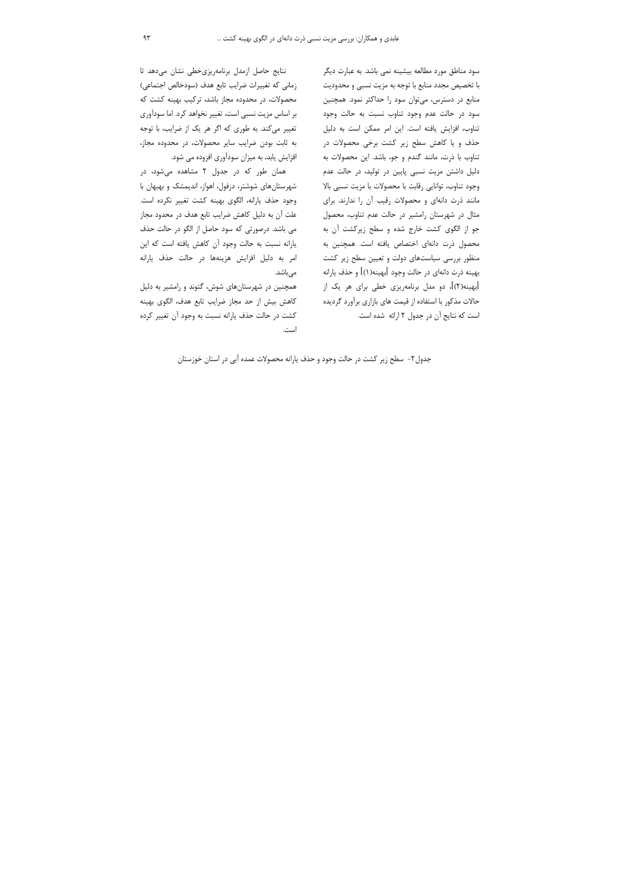سود مناطق مورد مطالعه بیشینه نمی باشد. به عبارت دیگر با تخصیص مجدد منابع با توجه به مزیت نسبی و محدودیت منابع در دسترس، می‌توان سود را حداکثر نمود. همچنین سود در حالت عدم وجود تناوب نسبت به حالت وجود تناوب، افزایش یافته است. این امر ممکن است به دلیل حذف و یا کاهش سطح زیر کشت برخی محصولات در تناوب با ذرت، مانند گندم و جو، باشد. این محصولات به دلیل داشتن مزیت نسبی پایین در تولید، در حالت عدم وجود تناوب، توانایی رقابت با محصولات با مزیت نسبی بالا مانند ذرت دانه‌ای و محصولات رقیب آن را ندارند. برای مثال در شهرستان رامشیر در حالت عدم تناوب، محصول جو از الگوی کشت خارج شده و سطح زیرکشت آن به محصول ذرت دانه‌ای اختصاص یافته است. همچنین به منظور بررسی سیاست‌های دولت و تعیین سطح زیر کشت بهینه ذرت دانه‌ای در حالت وجود [بهینه(۱)] و حذف یارانه [بهینه(۲)]، دو مدل برنامه‌ریزی خطی برای هر یک از حالات مذکور با استفاده از قیمت های بازاری برآورد گردیده است که نتایج آن در جدول ۲ ارائه شده است.

نتایج حاصل ازمدل برنامه‌ریزی‌خطی نشان می‌دهد تا زمانی که تغییرات ضرایب تابع هدف (سودخالص اجتماعی) محصولات، در محدوده مجاز باشد، ترکیب بهینه کشت که بر اساس مزیت نسبی است، تغییر نخواهد کرد. اما سودآوری تغییر می‌کند. به طوری که اگر هر یک از ضرایب، با توجه به ثابت بودن ضرایب سایر محصولات، در محدوده مجاز، افزایش یابد، به میزان سودآوری افزوده می شود.

همان طور که در جدول ۲ مشاهده می‌شود، در شهرستان‌های شوشتر، دزفول، اهواز، اندیمشک و بهبهان با وجود حذف یارانه، الگوی بهینه کشت تغییر نکرده است. علت آن به دلیل کاهش ضرایب تابع هدف در محدود مجاز می باشد. درصورتی که سود حاصل از الگو در حالت حذف یارانه نسبت به حالت وجود آن کاهش یافته است که این امر به دلیل افزایش هزینه‌ها در حالت حذف یارانه می‌باشد.

همچنین در شهرستان‌های شوش، گتوند و رامشیر به دلیل کاهش بیش از حد مجاز ضرایب تابع هدف، الگوی بهینه کشت در حالت حذف یارانه نسبت به وجود آن تغییر کرده است.

جدول۲- سطح زیر کشت در حالت وجود و حذف یارانه محصولات عمده آبی در استان خوزستان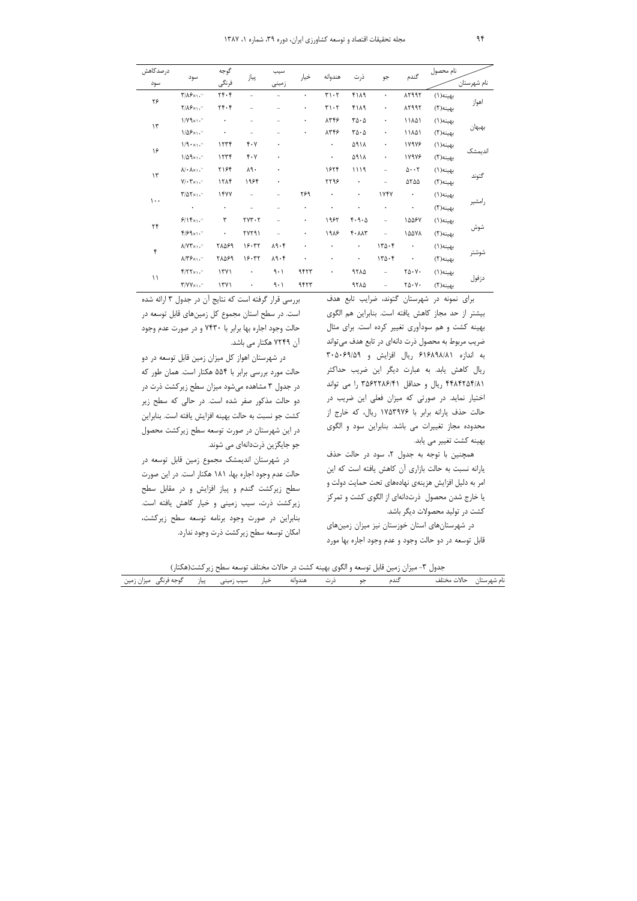| نام شهرستان | نام محصول | گندم | جو | ذرت | هندوانه | خیار | سیب زمینی | پیاز | گوجه فرنگی | سود | درصدکاهش سود |
|---|---|---|---|---|---|---|---|---|---|---|---|
| اهواز | بهینه(۱) | ۸۲۹۹۲ | ۰ | ۴۱۸۹ | ۳۱۰۲ | ۰ | – | – | ۲۴۰۴ | ۳/۸۶×۱۰$^{۱۰}$ | ۲۶ |
| | بهینه(۲) | ۸۲۹۹۲ | ۰ | ۴۱۸۹ | ۳۱۰۲ | ۰ | – | – | ۲۴۰۴ | ۲/۸۶×۱۰$^{۱۰}$ | |
| بهبهان | بهینه(۱) | ۱۱۸۵۱ | ۰ | ۳۵۰۵ | ۸۳۴۶ | ۰ | – | – | ۰ | ۱/۷۹×۱۰$^{۱۰}$ | ۱۳ |
| | بهینه(۲) | ۱۱۸۵۱ | ۰ | ۳۵۰۵ | ۸۳۴۶ | ۰ | – | – | ۰ | ۱/۵۶×۱۰$^{۱۰}$ | |
| اندیمشک | بهینه(۱) | ۱۷۹۷۶ | ۰ | ۵۹۱۸ | ۰ | | ۰ | ۴۰۷ | ۱۲۳۴ | ۱/۹۰×۱۰$^{۱۰}$ | ۱۶ |
| | بهینه(۲) | ۱۷۹۷۶ | ۰ | ۵۹۱۸ | ۰ | | ۰ | ۴۰۷ | ۱۲۳۴ | ۱/۵۹×۱۰$^{۱۰}$ | |
| گتوند | بهینه(۱) | ۵۰۰۲ | – | ۱۱۱۹ | ۱۶۲۴ | | ۰ | ۸۹۰ | ۲۱۶۴ | ۸/۰۸×۱۰$^{۱۰}$ | ۱۳ |
| | بهینه(۲) | ۵۲۵۵ | – | ۰ | ۲۲۹۶ | | ۰ | ۱۹۶۴ | ۱۲۸۴ | ۷/۰۳×۱۰$^{۱۰}$ | |
| رامشیر | بهینه(۱) | ۰ | ۱۷۴۷ | ۰ | ۰ | ۲۶۹ | – | – | ۱۴۷۷ | ۳/۵۲×۱۰$^{۱۰}$ | ۱۰۰ |
| | بهینه(۲) | ۰ | ۰ | ۰ | ۰ | ۰ | – | – | ۰ | ۰ | |
| شوش | بهینه(۱) | ۱۵۵۶۷ | – | ۴۰۹۰۵ | ۱۹۶۲ | ۰ | – | ۲۷۳۰۲ | ۳ | ۶/۱۴×۱۰$^{۱۰}$ | ۲۴ |
| | بهینه(۲) | ۱۵۵۷۸ | – | ۴۰۸۸۳ | ۱۹۸۶ | ۰ | – | ۲۷۲۹۱ | ۰ | ۴/۶۹×۱۰$^{۱۰}$ | |
| شوشتر | بهینه(۱) | ۰ | ۱۳۵۰۴ | ۰ | ۰ | ۰ | ۸۹۰۴ | ۱۶۰۳۲ | ۲۸۵۶۹ | ۸/۷۳×۱۰$^{۱۰}$ | ۴ |
| | بهینه(۲) | ۰ | ۱۳۵۰۴ | ۰ | ۰ | ۰ | ۸۹۰۴ | ۱۶۰۳۲ | ۲۸۵۶۹ | ۸/۳۶×۱۰$^{۱۰}$ | |
| دزفول | بهینه(۱) | ۲۵۰۷۰ | – | ۹۲۸۵ | ۰ | ۹۴۲۳ | ۹۰۱ | ۰ | ۱۳۷۱ | ۴/۲۲×۱۰$^{۱۰}$ | ۱۱ |
| | بهینه(۲) | ۲۵۰۷۰ | – | ۹۲۸۵ | | ۹۴۲۳ | ۹۰۱ | ۰ | ۱۳۷۱ | ۳/۷۷×۱۰$^{۱۰}$ | |

برای نمونه در شهرستان گتوند، ضرایب تابع هدف بیشتر از حد مجاز کاهش یافته است. بنابراین هم الگوی بهینه کشت و هم سودآوری تغییر کرده است. برای مثال ضریب مربوط به محصول ذرت دانه‌ای در تابع هدف می‌تواند به اندازه ۶۱۶۸۹۸/۸۱ ریال افزایش و ۳۰۵۰۶۹/۵۹ ریال کاهش یابد. به عبارت دیگر این ضریب حداکثر ۴۴۸۴۲۵۴/۸۱ ریال و حداقل ۳۵۶۲۲۸۶/۴۱ را می تواند اختیار نماید. در صورتی که میزان فعلی این ضریب در حالت حذف یارانه برابر با ۱۷۵۳۹۷۶ ریال، که خارج از محدوده مجاز تغییرات می باشد. بنابراین سود و الگوی بهینه کشت تغییر می یابد.

همچنین با توجه به جدول ۲، سود در حالت حذف یارانه نسبت به حالت بازاری آن کاهش یافته است که این امر به دلیل افزایش هزینه‌ی نهاده‌های تحت حمایت دولت و یا خارج شدن محصول ذرت‌دانه‌ای از الگوی کشت و تمرکز کشت در تولید محصولات دیگر باشد.

در شهرستان‌های استان خوزستان نیز میزان زمین‌های قابل توسعه در دو حالت وجود و عدم وجود اجاره بها مورد بررسی قرار گرفته است که نتایج آن در جدول ۳ ارائه شده است. در سطح استان مجموع کل زمین‌های قابل توسعه در حالت وجود اجاره بها برابر با ۷۴۳۰ و در صورت عدم وجود آن ۷۲۴۹ هکتار می باشد.

در شهرستان اهواز کل میزان زمین قابل توسعه در دو حالت مورد بررسی برابر با ۵۵۴ هکتار است. همان طور که در جدول ۳ مشاهده می‌شود میزان سطح زیرکشت ذرت در دو حالت مذکور صفر شده است. در حالی که سطح زیر کشت جو نسبت به حالت بهینه افزایش یافته است. بنابراین در این شهرستان در صورت توسعه سطح زیرکشت محصول جو جایگزین ذرت‌دانه‌ای می شوند.

در شهرستان اندیمشک مجموع زمین قابل توسعه در حالت عدم وجود اجاره بها، ۱۸۱ هکتار است. در این صورت سطح زیرکشت گندم و پیاز افزایش و در مقابل سطح زیرکشت ذرت، سیب زمینی و خیار کاهش یافته است. بنابراین در صورت وجود برنامه توسعه سطح زیرکشت، امکان توسعه سطح زیرکشت ذرت وجود ندارد.

جدول ۳- میزان زمین قابل توسعه و الگوی بهینه کشت در حالات مختلف توسعه سطح زیرکشت(هکتار)

| نام شهرستان | حالات مختلف | گندم | جو | ذرت | هندوانه | خیار | سیب زمینی | پیاز | گوجه فرنگی | میزان زمین |
|---|---|---|---|---|---|---|---|---|---|---|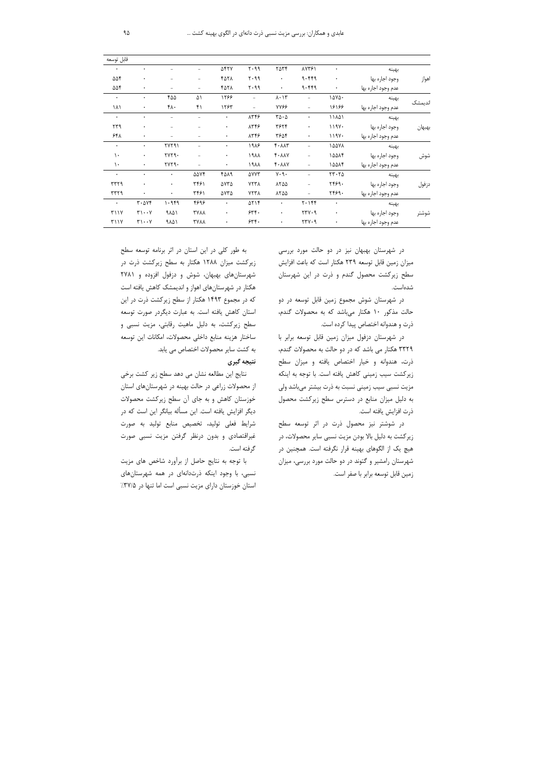| | | | | | | | | | | قابل توسعه |
|---|---|---|---|---|---|---|---|---|---|---|
| اهواز | بهینه | ۰ | ۸۷۳۶۱ | ۲۵۳۴ | ۲۰۹۹ | ۵۴۲۷ | – | – | ۰ | ۰ |
| | وجود اجاره بها | ۰ | ۹۰۴۴۹ | ۰ | ۲۰۹۹ | ۴۵۲۸ | – | – | ۰ | ۵۵۴ |
| | عدم وجود اجاره بها | ۰ | ۹۰۴۴۹ | ۰ | ۲۰۹۹ | ۴۵۲۸ | – | – | ۰ | ۵۵۴ |
| اندیمشک | بهینه | ۱۵۷۵۰ | – | ۸۰۱۳ | – | ۱۲۶۶ | ۵۱ | ۴۵۵ | ۰ | ۰ |
| | عدم وجود اجاره بها | ۱۶۱۶۶ | – | ۷۷۶۶ | – | ۱۲۶۳ | ۴۱ | ۴۸۰ | ۰ | ۱۸۱ |
| بهبهان | بهینه | ۱۱۸۵۱ | ۰ | ۳۵۰۵ | ۸۳۴۶ | ۰ | – | – | ۰ | ۰ |
| | وجود اجاره بها | ۱۱۹۷۰ | ۰ | ۳۶۲۴ | ۸۳۴۶ | ۰ | – | – | ۰ | ۲۳۹ |
| | عدم وجود اجاره بها | ۱۱۹۷۰ | ۰ | ۳۶۵۴ | ۸۳۴۶ | ۰ | – | – | ۰ | ۶۴۸ |
| شوش | بهینه | ۱۵۵۷۸ | – | ۴۰۸۸۳ | ۱۹۸۶ | ۰ | – | ۲۷۲۹۱ | ۰ | ۰ |
| | وجود اجاره بها | ۱۵۵۸۴ | – | ۴۰۸۸۷ | ۱۹۸۸ | ۰ | – | ۲۷۲۹۰ | ۰ | ۱۰ |
| | عدم وجود اجاره بها | ۱۵۵۸۴ | – | ۴۰۸۸۷ | ۱۹۸۸ | ۰ | – | ۲۷۲۹۰ | ۰ | ۱۰ |
| دزفول | بهینه | ۲۳۰۲۵ | – | ۷۰۹۰ | ۵۷۷۳ | ۴۵۸۹ | ۵۵۷۴ | ۰ | ۰ | ۰ |
| | وجود اجاره بها | ۲۴۶۹۰ | – | ۸۲۵۵ | ۷۲۳۸ | ۵۷۳۵ | ۳۴۶۱ | ۰ | ۰ | ۳۳۲۹ |
| | عدم وجود اجاره بها | ۲۴۶۹۰ | – | ۸۲۵۵ | ۷۲۳۸ | ۵۷۳۵ | ۳۴۶۱ | ۰ | ۰ | ۳۳۲۹ |
| شوشتر | بهینه | ۰ | ۲۰۱۴۴ | ۰ | ۵۲۱۴ | ۰ | ۴۶۹۶ | ۱۰۹۴۹ | ۳۰۵۷۴ | ۰ |
| | وجود اجاره بها | ۰ | ۲۳۷۰۹ | ۰ | ۶۴۴۰ | ۰ | ۳۷۸۸ | ۹۸۵۱ | ۳۱۰۰۷ | ۳۱۱۷ |
| | عدم وجود اجاره بها | ۰ | ۲۳۷۰۹ | ۰ | ۶۳۴۰ | ۰ | ۳۷۸۸ | ۹۸۵۱ | ۳۱۰۰۷ | ۳۱۱۷ |

در شهرستان بهبهان نیز در دو حالت مورد بررسی میزان زمین قابل توسعه ۲۳۹ هکتار است که باعث افزایش سطح زیرکشت محصول گندم و ذرت در این شهرستان شده‌است.

در شهرستان شوش مجموع زمین قابل توسعه در دو حالت مذکور ۱۰ هکتار می‌باشد که به محصولات گندم، ذرت و هندوانه اختصاص پیدا کرده است.

در شهرستان دزفول میزان زمین قابل توسعه برابر با ۳۳۲۹ هکتار می باشد که در دو حالت به محصولات گندم، ذرت، هندوانه و خیار اختصاص یافته و میزان سطح زیرکشت سیب زمینی کاهش یافته است. با توجه به اینکه مزیت نسبی سیب زمینی نسبت به ذرت بیشتر می‌باشد ولی به دلیل میزان منابع در دسترس سطح زیرکشت محصول ذرت افزایش یافته است.

در شوشتر نیز محصول ذرت در اثر توسعه سطح زیرکشت به دلیل بالا بودن مزیت نسبی سایر محصولات، در هیچ یک از الگوهای بهینه قرار نگرفته است. همچنین در شهرستان رامشیر و گتوند در دو حالت مورد بررسی، میزان زمین قابل توسعه برابر با صفر است.

به طور کلی در این استان در اثر برنامه توسعه سطح زیرکشت میزان ۱۲۸۸ هکتار به سطح زیرکشت ذرت در شهرستان‌های بهبهان، شوش و دزفول افزوده و ۲۷۸۱ هکتار در شهرستان‌های اهواز و اندیمشک کاهش یافته است که در مجموع ۱۴۹۳ هکتار از سطح زیرکشت ذرت در این استان کاهش یافته است. به عبارت دیگردر صورت توسعه سطح زیرکشت، به دلیل ماهیت رقابتی، مزیت نسبی و ساختار هزینه منابع داخلی محصولات، امکانات این توسعه به کشت سایر محصولات اختصاص می یابد.

## نتیجه گیری

نتایج این مطالعه نشان می دهد سطح زیر کشت برخی از محصولات زراعی در حالت بهینه در شهرستان‌های استان خوزستان کاهش و به جای آن سطح زیرکشت محصولات دیگر افزایش یافته است. این مسأله بیانگر این است که در شرایط فعلی تولید، تخصیص منابع تولید به صورت غیراقتصادی و بدون درنظر گرفتن مزیت نسبی صورت گرفته است.

با توجه به نتایج حاصل از برآورد شاخص های مزیت نسبی، با وجود اینکه ذرت‌دانه‌ای در همه شهرستان‌های استان خوزستان دارای مزیت نسبی است اما تنها در ۳۷/۵٪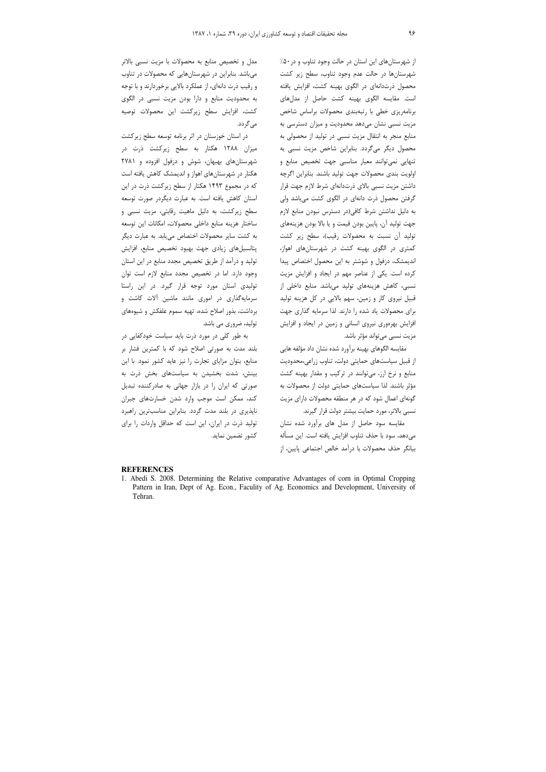از شهرستان‌های این استان در حالت وجود تناوب و در ۵۰٪ شهرستان‌ها در حالت عدم وجود تناوب، سطح زیر کشت محصول ذرت‌دانه‌ای در الگوی بهینه کشت، افزایش یافته است. مقایسه الگوی بهینه کشت حاصل از مدل‌های برنامه‌ریزی خطی با رتبه‌بندی محصولات براساس شاخص مزیت نسبی نشان می‌دهد محدودیت و میزان دسترسی به منابع منجر به انتقال مزیت نسبی در تولید از محصولی به محصول دیگر می‌گردد. بنابراین شاخص مزیت نسبی به تنهایی نمی‌توانند معیار مناسبی جهت تخصیص منابع و اولویت بندی محصولات جهت تولید باشند. بنابراین اگرچه داشتن مزیت نسبی بالای ذرت‌دانه‌ای شرط لازم جهت قرار گرفتن محصول ذرت دانه‌ای در الگوی کشت می‌باشد ولی به دلیل نداشتن شرط کافی(در دسترس نبودن منابع لازم جهت تولید آن، پایین بودن قیمت و یا بالا بودن هزینه‌های تولید آن نسبت به محصولات رقیب)، سطح زیر کشت کمتری در الگوی بهینه کشت در شهرستان‌های اهواز، اندیمشک، دزفول و شوشتر به این محصول اختصاص پیدا کرده است. یکی از عناصر مهم در ایجاد و افزایش مزیت نسبی، کاهش هزینه‌های تولید می‌باشد. منابع داخلی از قبیل نیروی کار و زمین، سهم بالایی در کل هزینه تولید برای محصولات یاد شده را دارند. لذا سرمایه گذاری جهت افزایش بهره‌وری نیروی انسانی و زمین در ایجاد و افزایش مزیت نسبی می‌تواند مؤثر باشد.

مقایسه الگوهای بهینه برآورد شده نشان داد مؤلفه هایی از قبیل سیاست‌های حمایتی دولت، تناوب زراعی،محدودیت منابع و نرخ ارز، می‌توانند در ترکیب و مقدار بهینه کشت مؤثر باشند. لذا سیاست‌های حمایتی دولت از محصولات به گونه‌ای اعمال شود که در هر منطقه محصولات دارای مزیت نسبی بالاتر، مورد حمایت بیشتر دولت قرار گیرند.

مقایسه سود حاصل از مدل های برآورد شده نشان می‌دهد، سود با حذف تناوب افزایش یافته است. این مسأله بیانگر حذف محصولات با درآمد خالص اجتماعی پایین، از مدل و تخصیص منابع به محصولات با مزیت نسبی بالاتر می‌باشد. بنابراین در شهرستان‌هایی که محصولات در تناوب و رقیب ذرت دانه‌ای، از عملکرد بالایی برخوردارند و با توجه به محدودیت منابع و دارا بودن مزیت نسبی در الگوی کشت، افزایش سطح زیرکشت این محصولات توصیه می‌گردد.

در استان خوزستان در اثر برنامه توسعه سطح زیرکشت میزان ۱۲۸۸ هکتار به سطح زیرکشت ذرت در شهرستان‌های بهبهان، شوش و دزفول افزوده و ۲۷۸۱ هکتار در شهرستان‌های اهواز و اندیمشک کاهش یافته است که در مجموع ۱۴۹۳ هکتار از سطح زیرکشت ذرت در این استان کاهش یافته است. به عبارت دیگردر صورت توسعه سطح زیرکشت، به دلیل ماهیت رقابتی، مزیت نسبی و ساختار هزینه منابع داخلی محصولات، امکانات این توسعه به کشت سایر محصولات اختصاص می‌یابد. به عبارت دیگر پتانسیل‌های زیادی جهت بهبود تخصیص منابع، افزایش تولید و درآمد از طریق تخصیص مجدد منابع در این استان وجود دارد. اما در تخصیص مجدد منابع لازم است توان تولیدی استان مورد توجه قرار گیرد. در این راستا سرمایه‌گذاری در اموری مانند ماشین آلات کاشت و برداشت، بذور اصلاح شده، تهیه سموم علفکش و شیوه‌های تولید، ضروری می باشد.

به طور کلی در مورد ذرت باید سیاست خودکفایی در بلند مدت به صورتی اصلاح شود که با کمترین فشار بر منابع، بتوان مزایای تجارت را نیز عاید کشور نمود. با این بینش، شدت بخشیدن به سیاست‌های بخش ذرت به صورتی که ایران را در بازار جهانی به صادرکننده تبدیل کند، ممکن است موجب وارد شدن خسارت‌های جبران ناپذیری در بلند مدت گردد. بنابراین مناسب‌ترین راهبرد تولید ذرت در ایران، این است که حداقل واردات را برای کشور تضمین نماید.

## REFERENCES

1. Abedi S. 2008. Determining the Relative comparative Advantages of corn in Optimal Cropping Pattern in Iran, Dept of Ag. Econ., Faculity of Ag. Economics and Development, University of Tehran.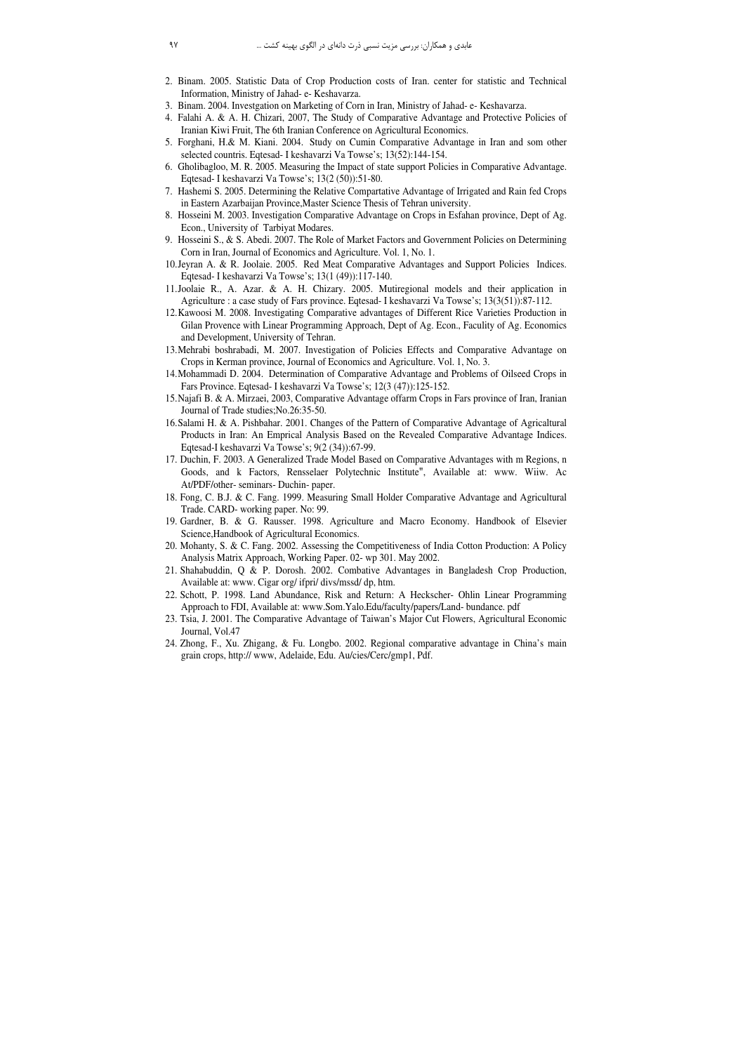2. Binam. 2005. Statistic Data of Crop Production costs of Iran. center for statistic and Technical Information, Ministry of Jahad- e- Keshavarza.
3. Binam. 2004. Investgation on Marketing of Corn in Iran, Ministry of Jahad- e- Keshavarza.
4. Falahi A. & A. H. Chizari, 2007, The Study of Comparative Advantage and Protective Policies of Iranian Kiwi Fruit, The 6th Iranian Conference on Agricultural Economics.
5. Forghani, H.& M. Kiani. 2004. Study on Cumin Comparative Advantage in Iran and som other selected countris. Eqtesad- I keshavarzi Va Towse's; 13(52):144-154.
6. Gholibagloo, M. R. 2005. Measuring the Impact of state support Policies in Comparative Advantage. Eqtesad- I keshavarzi Va Towse's; 13(2 (50)):51-80.
7. Hashemi S. 2005. Determining the Relative Compartative Advantage of Irrigated and Rain fed Crops in Eastern Azarbaijan Province,Master Science Thesis of Tehran university.
8. Hosseini M. 2003. Investigation Comparative Advantage on Crops in Esfahan province, Dept of Ag. Econ., University of Tarbiyat Modares.
9. Hosseini S., & S. Abedi. 2007. The Role of Market Factors and Government Policies on Determining Corn in Iran, Journal of Economics and Agriculture. Vol. 1, No. 1.
10. Jeyran A. & R. Joolaie. 2005. Red Meat Comparative Advantages and Support Policies Indices. Eqtesad- I keshavarzi Va Towse's; 13(1 (49)):117-140.
11. Joolaie R., A. Azar. & A. H. Chizary. 2005. Mutiregional models and their application in Agriculture : a case study of Fars province. Eqtesad- I keshavarzi Va Towse's; 13(3(51)):87-112.
12. Kawoosi M. 2008. Investigating Comparative advantages of Different Rice Varieties Production in Gilan Provence with Linear Programming Approach, Dept of Ag. Econ., Faculity of Ag. Economics and Development, University of Tehran.
13. Mehrabi boshrabadi, M. 2007. Investigation of Policies Effects and Comparative Advantage on Crops in Kerman province, Journal of Economics and Agriculture. Vol. 1, No. 3.
14. Mohammadi D. 2004. Determination of Comparative Advantage and Problems of Oilseed Crops in Fars Province. Eqtesad- I keshavarzi Va Towse's; 12(3 (47)):125-152.
15. Najafi B. & A. Mirzaei, 2003, Comparative Advantage offarm Crops in Fars province of Iran, Iranian Journal of Trade studies;No.26:35-50.
16. Salami H. & A. Pishbahar. 2001. Changes of the Pattern of Comparative Advantage of Agricaltural Products in Iran: An Emprical Analysis Based on the Revealed Comparative Advantage Indices. Eqtesad-I keshavarzi Va Towse's; 9(2 (34)):67-99.
17. Duchin, F. 2003. A Generalized Trade Model Based on Comparative Advantages with m Regions, n Goods, and k Factors, Rensselaer Polytechnic Institute", Available at: www. Wiiw. Ac At/PDF/other- seminars- Duchin- paper.
18. Fong, C. B.J. & C. Fang. 1999. Measuring Small Holder Comparative Advantage and Agricultural Trade. CARD- working paper. No: 99.
19. Gardner, B. & G. Rausser. 1998. Agriculture and Macro Economy. Handbook of Elsevier Science,Handbook of Agricultural Economics.
20. Mohanty, S. & C. Fang. 2002. Assessing the Competitiveness of India Cotton Production: A Policy Analysis Matrix Approach, Working Paper. 02- wp 301. May 2002.
21. Shahabuddin, Q & P. Dorosh. 2002. Combative Advantages in Bangladesh Crop Production, Available at: www. Cigar org/ ifpri/ divs/mssd/ dp, htm.
22. Schott, P. 1998. Land Abundance, Risk and Return: A Heckscher- Ohlin Linear Programming Approach to FDI, Available at: www.Som.Yalo.Edu/faculty/papers/Land- bundance. pdf
23. Tsia, J. 2001. The Comparative Advantage of Taiwan's Major Cut Flowers, Agricultural Economic Journal, Vol.47
24. Zhong, F., Xu. Zhigang, & Fu. Longbo. 2002. Regional comparative advantage in China's main grain crops, http:// www, Adelaide, Edu. Au/cies/Cerc/gmp1, Pdf.